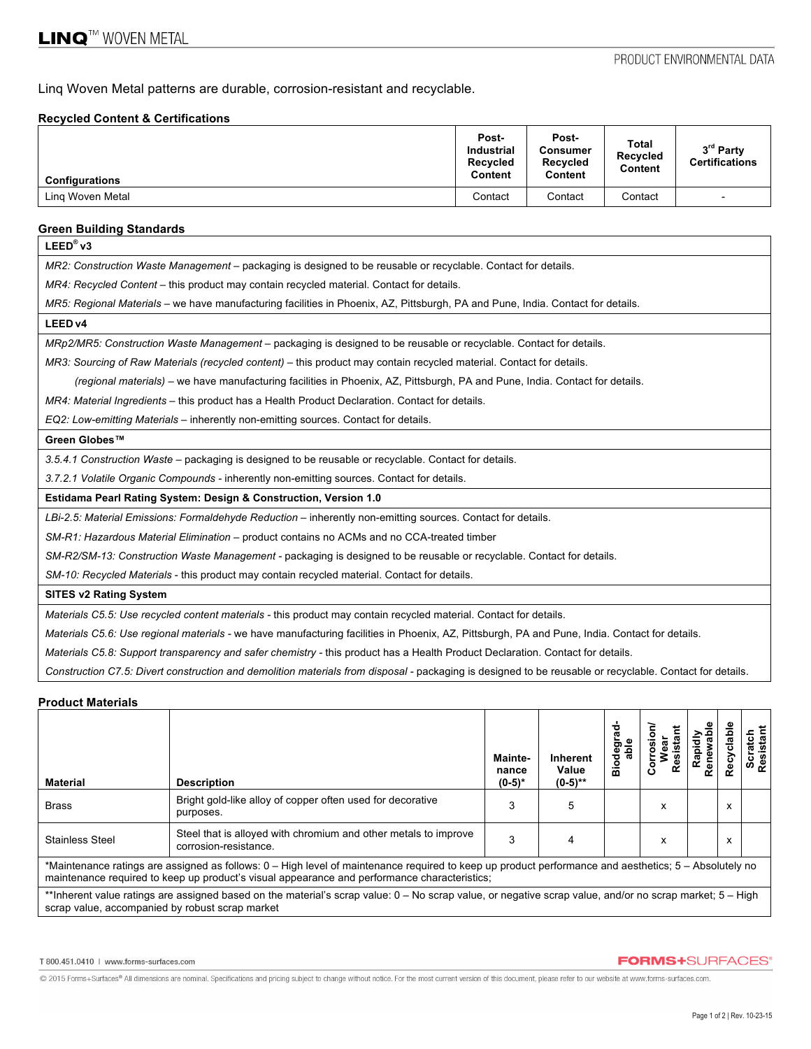# LINQ™ WOVEN METAL

PRODUCT ENVIRONMENTAL DATA

Linq Woven Metal patterns are durable, corrosion-resistant and recyclable.

## Recycled Content & Certifications

| Configurations | Post-Industrial Recycled Content | Post-Consumer Recycled Content | Total Recycled Content | 3rd Party Certifications |
|---|---|---|---|---|
| Linq Woven Metal | Contact | Contact | Contact | - |

## Green Building Standards

**LEED® v3**

*MR2: Construction Waste Management* – packaging is designed to be reusable or recyclable. Contact for details.

*MR4: Recycled Content* – this product may contain recycled material. Contact for details.

*MR5: Regional Materials* – we have manufacturing facilities in Phoenix, AZ, Pittsburgh, PA and Pune, India. Contact for details.

**LEED v4**

*MRp2/MR5: Construction Waste Management* – packaging is designed to be reusable or recyclable. Contact for details.

*MR3: Sourcing of Raw Materials (recycled content)* – this product may contain recycled material. Contact for details.

*(regional materials)* – we have manufacturing facilities in Phoenix, AZ, Pittsburgh, PA and Pune, India. Contact for details.

*MR4: Material Ingredients* – this product has a Health Product Declaration. Contact for details.

*EQ2: Low-emitting Materials* – inherently non-emitting sources. Contact for details.

**Green Globes™**

*3.5.4.1 Construction Waste* – packaging is designed to be reusable or recyclable. Contact for details.

*3.7.2.1 Volatile Organic Compounds* - inherently non-emitting sources. Contact for details.

**Estidama Pearl Rating System: Design & Construction, Version 1.0**

*LBi-2.5: Material Emissions: Formaldehyde Reduction* – inherently non-emitting sources. Contact for details.

*SM-R1: Hazardous Material Elimination* – product contains no ACMs and no CCA-treated timber

*SM-R2/SM-13: Construction Waste Management* - packaging is designed to be reusable or recyclable. Contact for details.

*SM-10: Recycled Materials* - this product may contain recycled material. Contact for details.

**SITES v2 Rating System**

*Materials C5.5: Use recycled content materials* - this product may contain recycled material. Contact for details.

*Materials C5.6: Use regional materials* - we have manufacturing facilities in Phoenix, AZ, Pittsburgh, PA and Pune, India. Contact for details.

*Materials C5.8: Support transparency and safer chemistry* - this product has a Health Product Declaration. Contact for details.

*Construction C7.5: Divert construction and demolition materials from disposal* - packaging is designed to be reusable or recyclable. Contact for details.

## Product Materials

| Material | Description | Maintenance (0-5)* | Inherent Value (0-5)** | Biodegradable | Corrosion/ Wear Resistant | Rapidly Renewable | Recyclable | Scratch Resistant |
|---|---|---|---|---|---|---|---|---|
| Brass | Bright gold-like alloy of copper often used for decorative purposes. | 3 | 5 | | x | | x | |
| Stainless Steel | Steel that is alloyed with chromium and other metals to improve corrosion-resistance. | 3 | 4 | | x | | x | |

*Maintenance ratings are assigned as follows: 0 – High level of maintenance required to keep up product performance and aesthetics; 5 – Absolutely no maintenance required to keep up product's visual appearance and performance characteristics;

**Inherent value ratings are assigned based on the material's scrap value: 0 – No scrap value, or negative scrap value, and/or no scrap market; 5 – High scrap value, accompanied by robust scrap market

T 800.451.0410 | www.forms-surfaces.com

FORMS+SURFACES®

© 2015 Forms+Surfaces® All dimensions are nominal. Specifications and pricing subject to change without notice. For the most current version of this document, please refer to our website at www.forms-surfaces.com.

Rev. 10-23-15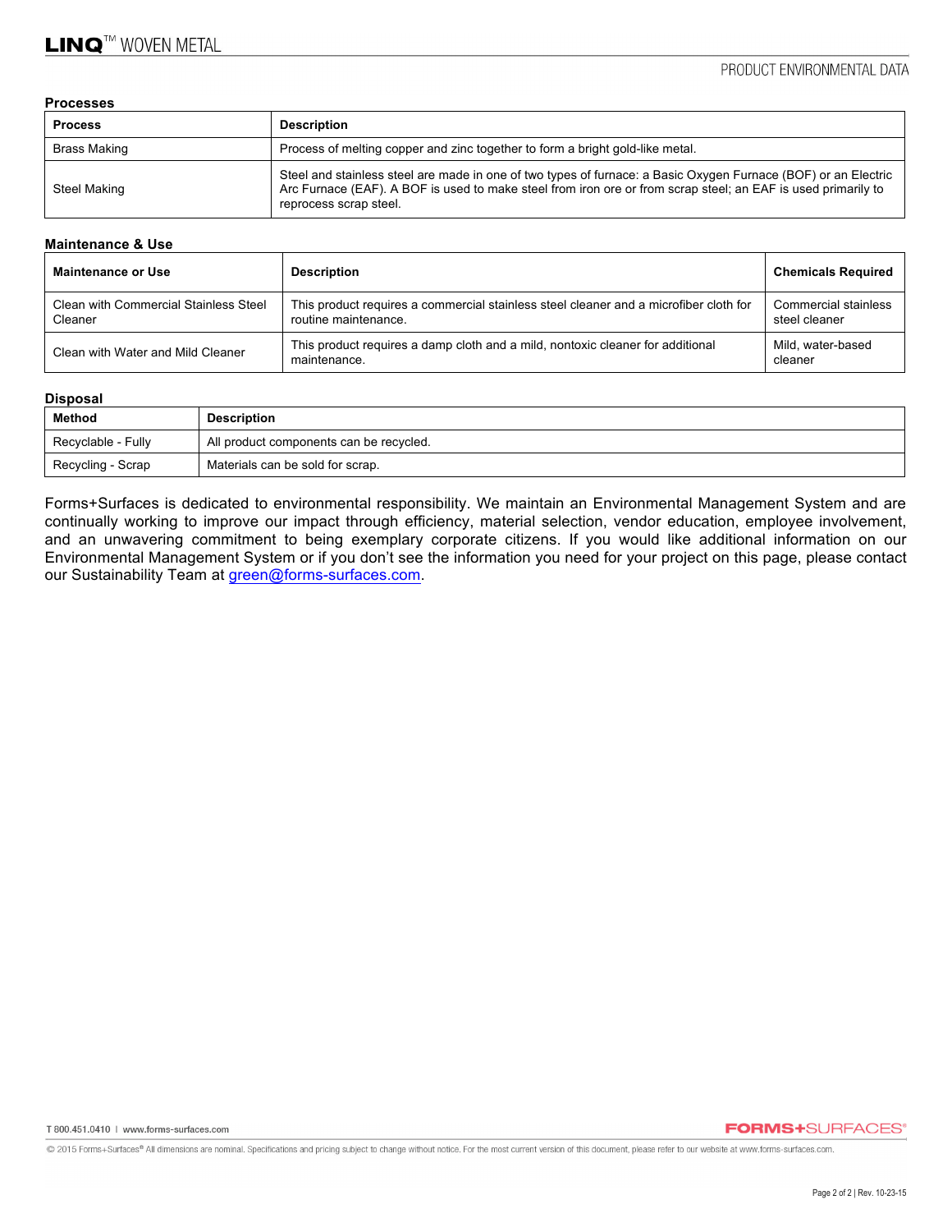### Processes

| Process | Description |
| --- | --- |
| Brass Making | Process of melting copper and zinc together to form a bright gold-like metal. |
| Steel Making | Steel and stainless steel are made in one of two types of furnace: a Basic Oxygen Furnace (BOF) or an Electric Arc Furnace (EAF). A BOF is used to make steel from iron ore or from scrap steel; an EAF is used primarily to reprocess scrap steel. |

### Maintenance & Use

| Maintenance or Use | Description | Chemicals Required |
| --- | --- | --- |
| Clean with Commercial Stainless Steel Cleaner | This product requires a commercial stainless steel cleaner and a microfiber cloth for routine maintenance. | Commercial stainless steel cleaner |
| Clean with Water and Mild Cleaner | This product requires a damp cloth and a mild, nontoxic cleaner for additional maintenance. | Mild, water-based cleaner |

### Disposal

| Method | Description |
| --- | --- |
| Recyclable - Fully | All product components can be recycled. |
| Recycling - Scrap | Materials can be sold for scrap. |

Forms+Surfaces is dedicated to environmental responsibility. We maintain an Environmental Management System and are continually working to improve our impact through efficiency, material selection, vendor education, employee involvement, and an unwavering commitment to being exemplary corporate citizens. If you would like additional information on our Environmental Management System or if you don't see the information you need for your project on this page, please contact our Sustainability Team at green@forms-surfaces.com.

T 800.451.0410 | www.forms-surfaces.com

FORMS+SURFACES®

© 2015 Forms+Surfaces® All dimensions are nominal. Specifications and pricing subject to change without notice. For the most current version of this document, please refer to our website at www.forms-surfaces.com.